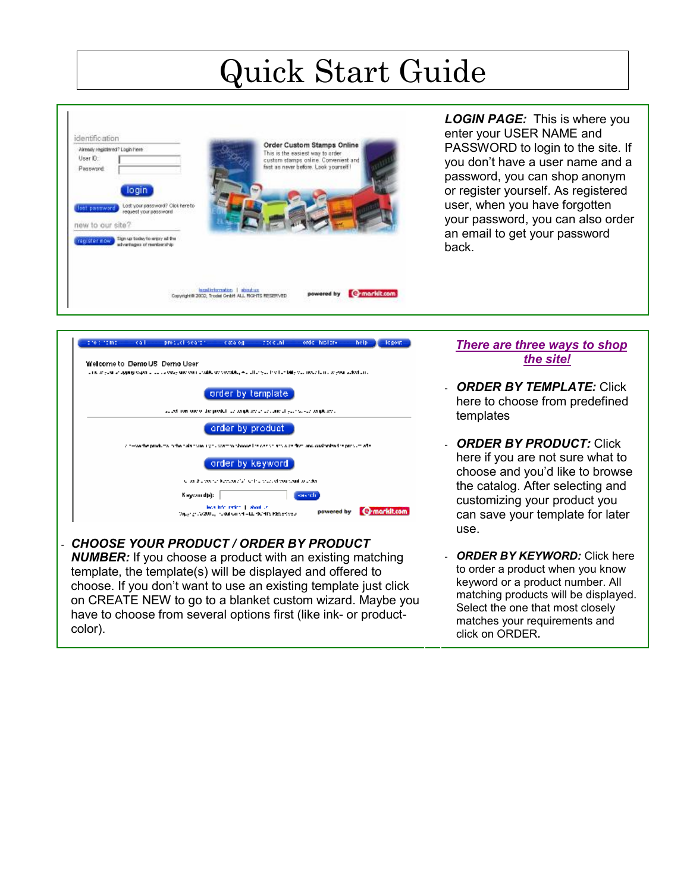# Quick Start Guide

***LOGIN PAGE:*** This is where you enter your USER NAME and PASSWORD to login to the site. If you don't have a user name and a password, you can shop anonym or register yourself. As registered user, when you have forgotten your password, you can also order an email to get your password back.

***There are three ways to shop the site!***

- ***ORDER BY TEMPLATE:*** Click here to choose from predefined templates
- ***ORDER BY PRODUCT:*** Click here if you are not sure what to choose and you'd like to browse the catalog. After selecting and customizing your product you can save your template for later use.
- ***ORDER BY KEYWORD:*** Click here to order a product when you know keyword or a product number. All matching products will be displayed. Select the one that most closely matches your requirements and click on ORDER.

- ***CHOOSE YOUR PRODUCT / ORDER BY PRODUCT NUMBER:*** If you choose a product with an existing matching template, the template(s) will be displayed and offered to choose. If you don't want to use an existing template just click on CREATE NEW to go to a blanket custom wizard. Maybe you have to choose from several options first (like ink- or product-color).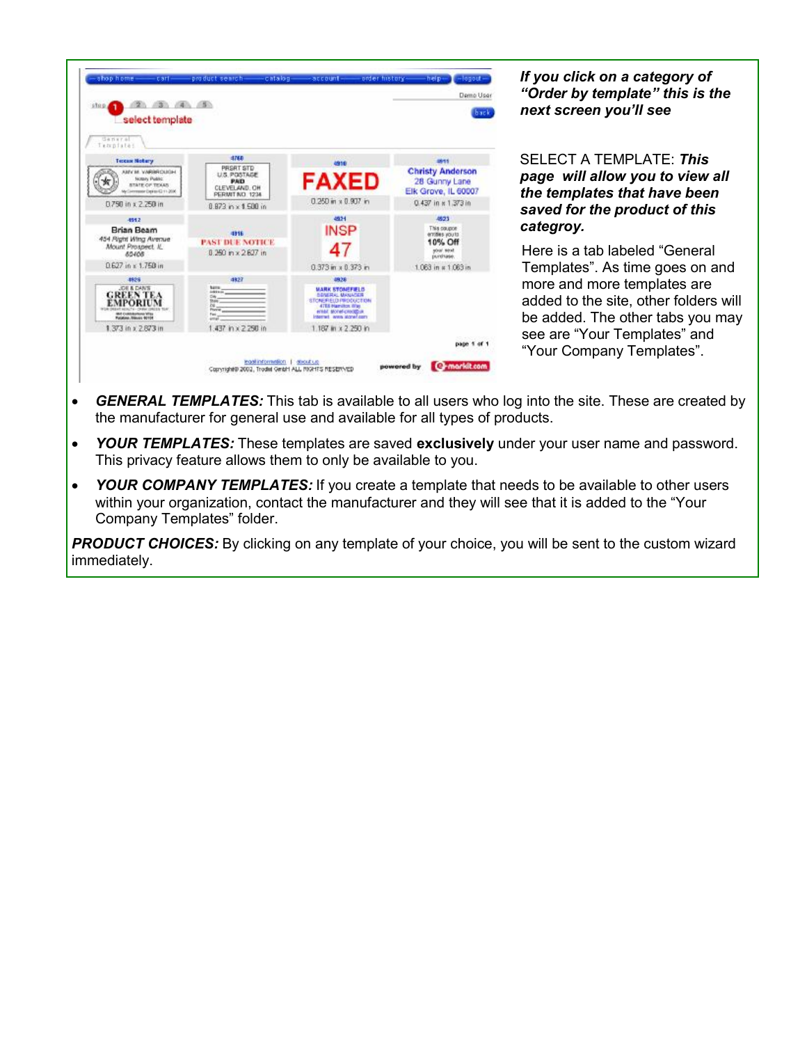***If you click on a category of "Order by template" this is the next screen you'll see***

SELECT A TEMPLATE: ***This page will allow you to view all the templates that have been saved for the product of this categroy.***

Here is a tab labeled "General Templates". As time goes on and more and more templates are added to the site, other folders will be added. The other tabs you may see are "Your Templates" and "Your Company Templates".

- ***GENERAL TEMPLATES:*** This tab is available to all users who log into the site. These are created by the manufacturer for general use and available for all types of products.
- ***YOUR TEMPLATES:*** These templates are saved **exclusively** under your user name and password. This privacy feature allows them to only be available to you.
- ***YOUR COMPANY TEMPLATES:*** If you create a template that needs to be available to other users within your organization, contact the manufacturer and they will see that it is added to the "Your Company Templates" folder.

***PRODUCT CHOICES:*** By clicking on any template of your choice, you will be sent to the custom wizard immediately.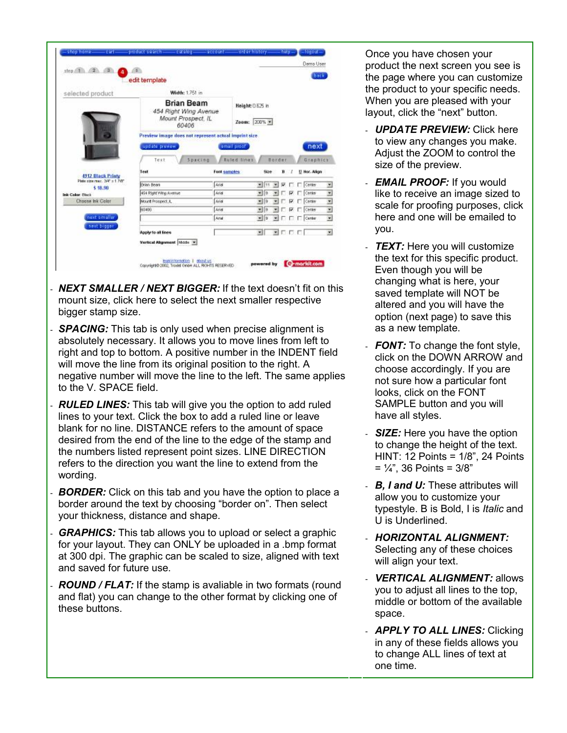- ***NEXT SMALLER / NEXT BIGGER:*** If the text doesn't fit on this mount size, click here to select the next smaller respective bigger stamp size.
- ***SPACING:*** This tab is only used when precise alignment is absolutely necessary. It allows you to move lines from left to right and top to bottom. A positive number in the INDENT field will move the line from its original position to the right. A negative number will move the line to the left. The same applies to the V. SPACE field.
- ***RULED LINES:*** This tab will give you the option to add ruled lines to your text. Click the box to add a ruled line or leave blank for no line. DISTANCE refers to the amount of space desired from the end of the line to the edge of the stamp and the numbers listed represent point sizes. LINE DIRECTION refers to the direction you want the line to extend from the wording.
- ***BORDER:*** Click on this tab and you have the option to place a border around the text by choosing "border on". Then select your thickness, distance and shape.
- ***GRAPHICS:*** This tab allows you to upload or select a graphic for your layout. They can ONLY be uploaded in a .bmp format at 300 dpi. The graphic can be scaled to size, aligned with text and saved for future use.
- ***ROUND / FLAT:*** If the stamp is avaliable in two formats (round and flat) you can change to the other format by clicking one of these buttons.

Once you have chosen your product the next screen you see is the page where you can customize the product to your specific needs. When you are pleased with your layout, click the "next" button.

- ***UPDATE PREVIEW:*** Click here to view any changes you make. Adjust the ZOOM to control the size of the preview.
- ***EMAIL PROOF:*** If you would like to receive an image sized to scale for proofing purposes, click here and one will be emailed to you.
- ***TEXT:*** Here you will customize the text for this specific product. Even though you will be changing what is here, your saved template will NOT be altered and you will have the option (next page) to save this as a new template.
- ***FONT:*** To change the font style, click on the DOWN ARROW and choose accordingly. If you are not sure how a particular font looks, click on the FONT SAMPLE button and you will have all styles.
- ***SIZE:*** Here you have the option to change the height of the text. HINT: 12 Points = 1/8", 24 Points = ¼", 36 Points = 3/8"
- ***B, I and U:*** These attributes will allow you to customize your typestyle. B is Bold, I is *Italic* and U is Underlined.
- ***HORIZONTAL ALIGNMENT:*** Selecting any of these choices will align your text.
- ***VERTICAL ALIGNMENT:*** allows you to adjust all lines to the top, middle or bottom of the available space.
- ***APPLY TO ALL LINES:*** Clicking in any of these fields allows you to change ALL lines of text at one time.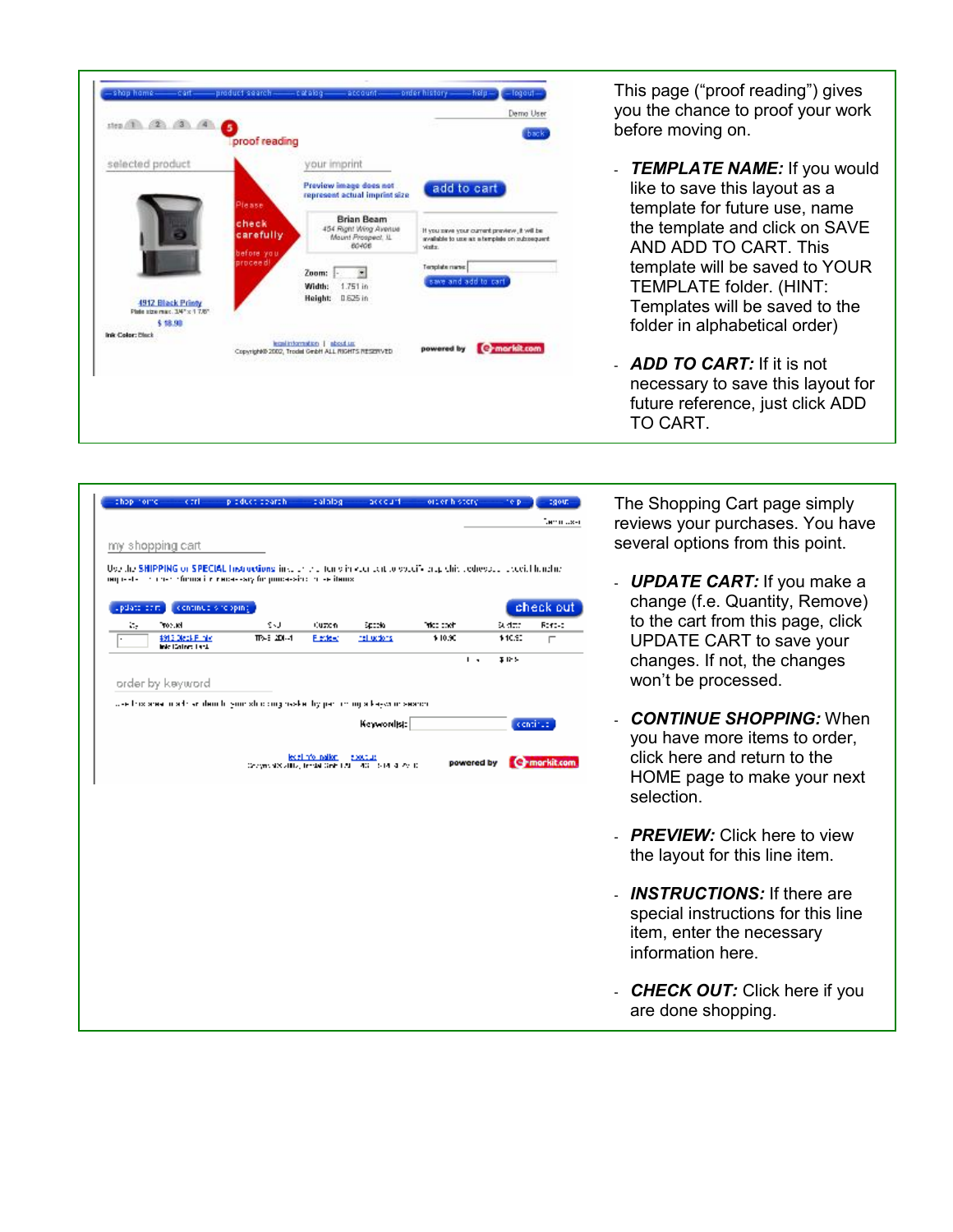This page ("proof reading") gives you the chance to proof your work before moving on.

- ***TEMPLATE NAME:*** If you would like to save this layout as a template for future use, name the template and click on SAVE AND ADD TO CART. This template will be saved to YOUR TEMPLATE folder. (HINT: Templates will be saved to the folder in alphabetical order)

- ***ADD TO CART:*** If it is not necessary to save this layout for future reference, just click ADD TO CART.

The Shopping Cart page simply reviews your purchases. You have several options from this point.

- ***UPDATE CART:*** If you make a change (f.e. Quantity, Remove) to the cart from this page, click UPDATE CART to save your changes. If not, the changes won't be processed.

- ***CONTINUE SHOPPING:*** When you have more items to order, click here and return to the HOME page to make your next selection.

- ***PREVIEW:*** Click here to view the layout for this line item.

- ***INSTRUCTIONS:*** If there are special instructions for this line item, enter the necessary information here.

- ***CHECK OUT:*** Click here if you are done shopping.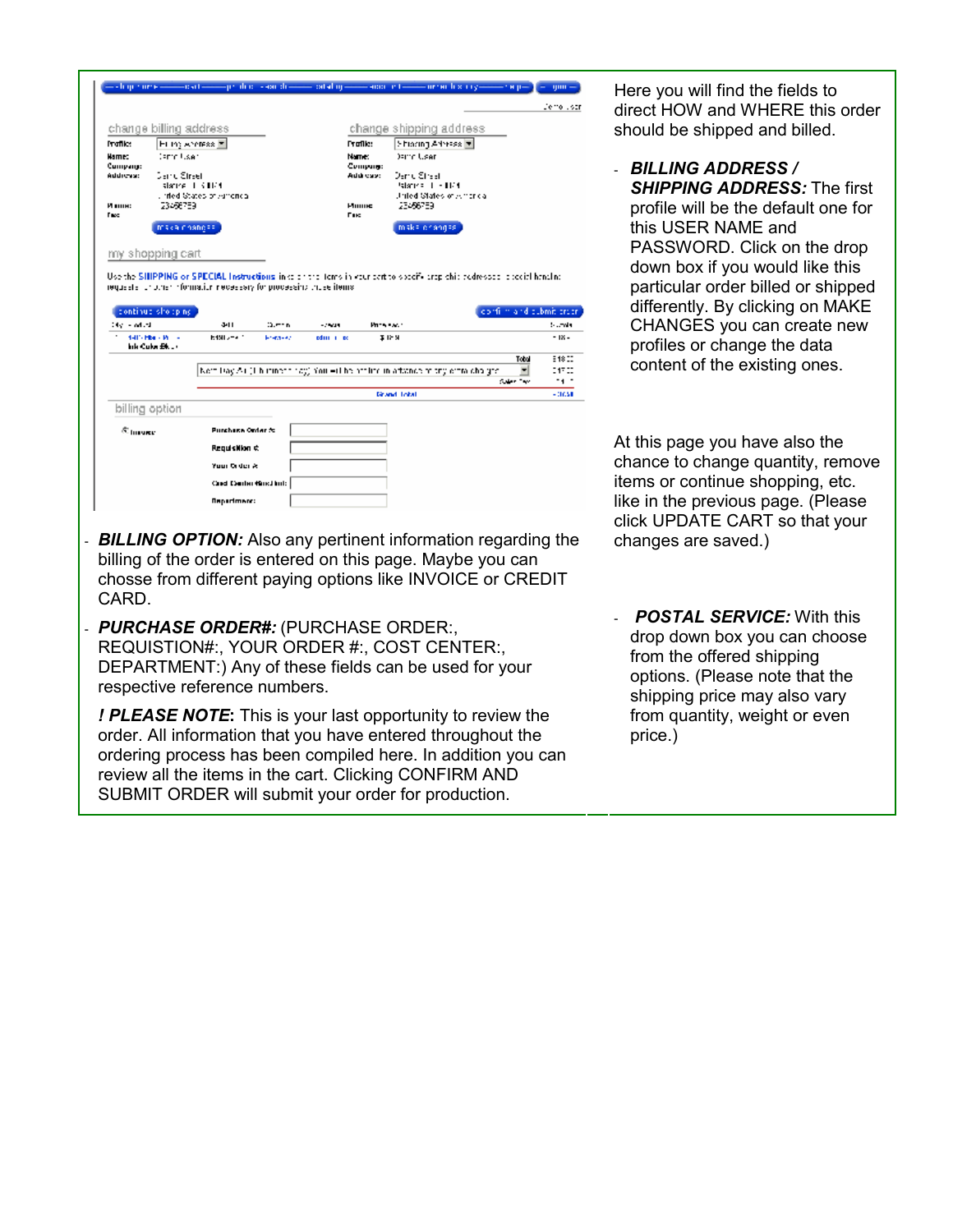Here you will find the fields to direct HOW and WHERE this order should be shipped and billed.

- ***BILLING ADDRESS / SHIPPING ADDRESS:*** The first profile will be the default one for this USER NAME and PASSWORD. Click on the drop down box if you would like this particular order billed or shipped differently. By clicking on MAKE CHANGES you can create new profiles or change the data content of the existing ones.

At this page you have also the chance to change quantity, remove items or continue shopping, etc. like in the previous page. (Please click UPDATE CART so that your changes are saved.)

- ***POSTAL SERVICE:*** With this drop down box you can choose from the offered shipping options. (Please note that the shipping price may also vary from quantity, weight or even price.)

- ***BILLING OPTION:*** Also any pertinent information regarding the billing of the order is entered on this page. Maybe you can chosse from different paying options like INVOICE or CREDIT CARD.
- ***PURCHASE ORDER#:*** (PURCHASE ORDER:, REQUISTION#:, YOUR ORDER #:, COST CENTER:, DEPARTMENT:) Any of these fields can be used for your respective reference numbers.

  ***! PLEASE NOTE*:** This is your last opportunity to review the order. All information that you have entered throughout the ordering process has been compiled here. In addition you can review all the items in the cart. Clicking CONFIRM AND SUBMIT ORDER will submit your order for production.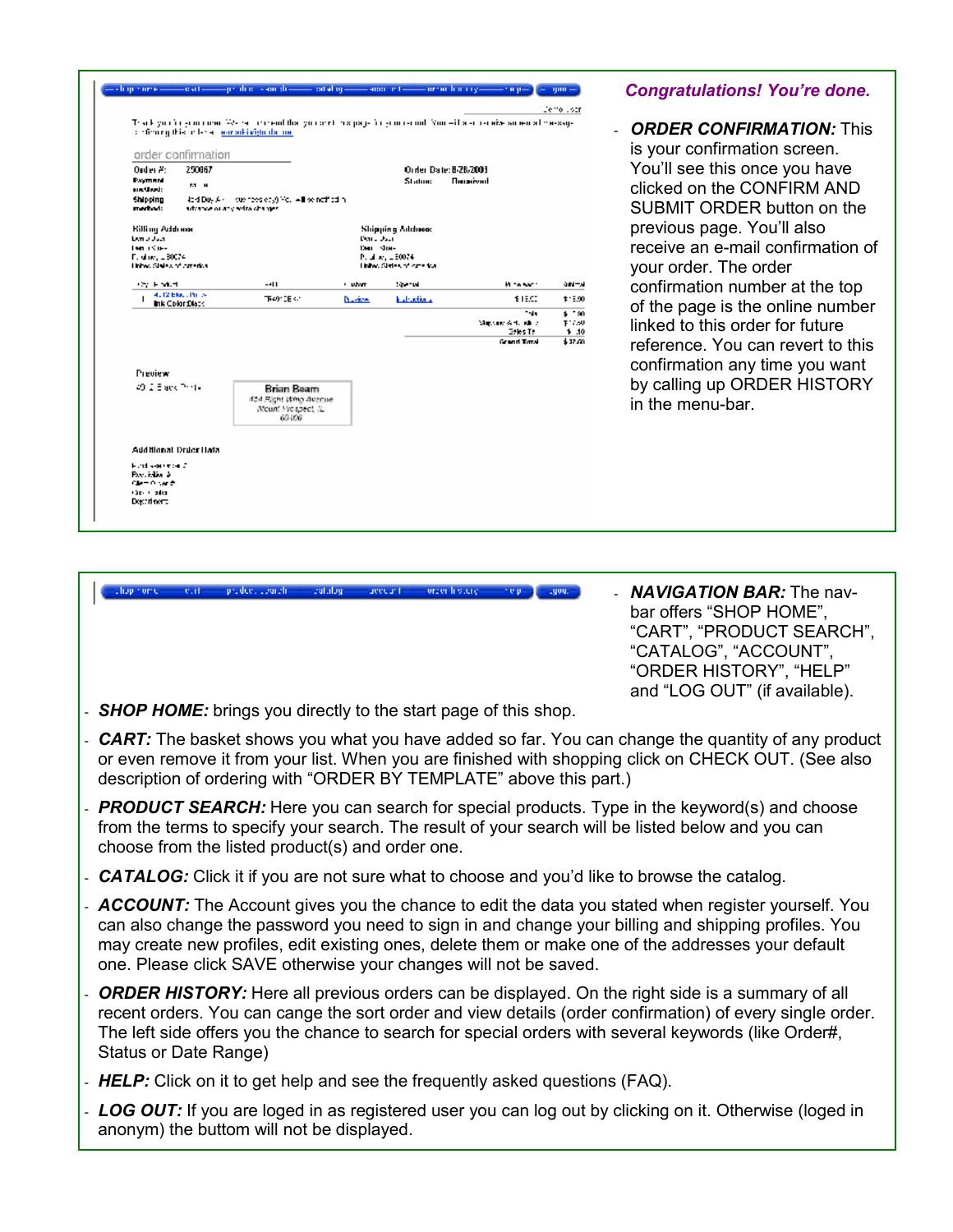**Congratulations! You're done.**

- ***ORDER CONFIRMATION:*** This is your confirmation screen. You'll see this once you have clicked on the CONFIRM AND SUBMIT ORDER button on the previous page. You'll also receive an e-mail confirmation of your order. The order confirmation number at the top of the page is the online number linked to this order for future reference. You can revert to this confirmation any time you want by calling up ORDER HISTORY in the menu-bar.

- ***NAVIGATION BAR:*** The nav-bar offers "SHOP HOME", "CART", "PRODUCT SEARCH", "CATALOG", "ACCOUNT", "ORDER HISTORY", "HELP" and "LOG OUT" (if available).

- ***SHOP HOME:*** brings you directly to the start page of this shop.
- ***CART:*** The basket shows you what you have added so far. You can change the quantity of any product or even remove it from your list. When you are finished with shopping click on CHECK OUT. (See also description of ordering with "ORDER BY TEMPLATE" above this part.)
- ***PRODUCT SEARCH:*** Here you can search for special products. Type in the keyword(s) and choose from the terms to specify your search. The result of your search will be listed below and you can choose from the listed product(s) and order one.
- ***CATALOG:*** Click it if you are not sure what to choose and you'd like to browse the catalog.
- ***ACCOUNT:*** The Account gives you the chance to edit the data you stated when register yourself. You can also change the password you need to sign in and change your billing and shipping profiles. You may create new profiles, edit existing ones, delete them or make one of the addresses your default one. Please click SAVE otherwise your changes will not be saved.
- ***ORDER HISTORY:*** Here all previous orders can be displayed. On the right side is a summary of all recent orders. You can cange the sort order and view details (order confirmation) of every single order. The left side offers you the chance to search for special orders with several keywords (like Order#, Status or Date Range)
- ***HELP:*** Click on it to get help and see the frequently asked questions (FAQ).
- ***LOG OUT:*** If you are loged in as registered user you can log out by clicking on it. Otherwise (loged in anonym) the buttom will not be displayed.